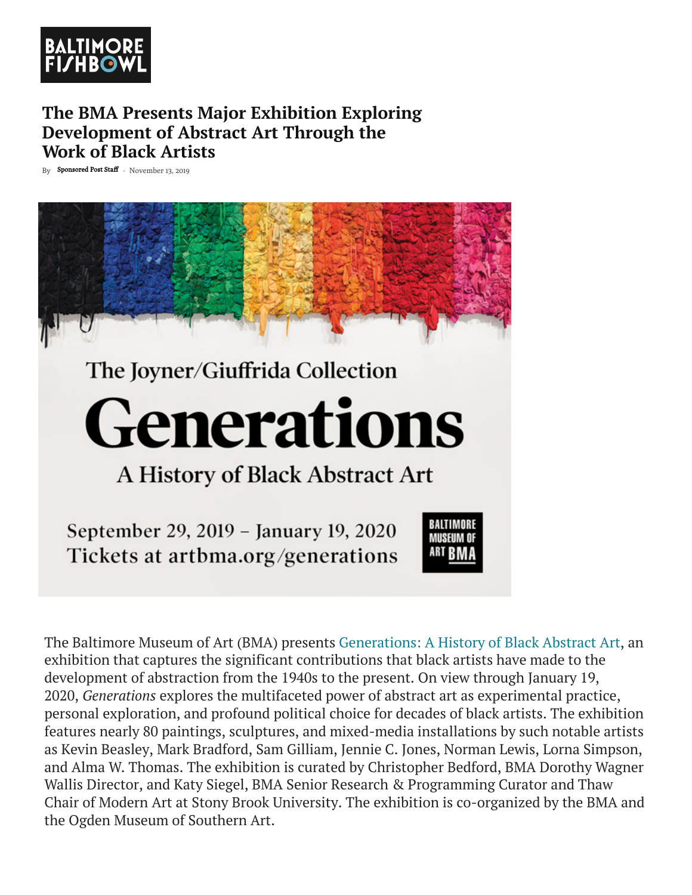# The BMA Presents Major Exhibition Exploring Development of Abstract Art Through the Work of Black Artists

By Sponsored Post Staff - November 13, 2019

The Joyner/Giuffrida Collection

**Generations**

A History of Black Abstract Art

September 29, 2019 – January 19, 2020
Tickets at artbma.org/generations

BALTIMORE MUSEUM OF ART BMA

The Baltimore Museum of Art (BMA) presents Generations: A History of Black Abstract Art, an exhibition that captures the significant contributions that black artists have made to the development of abstraction from the 1940s to the present. On view through January 19, 2020, *Generations* explores the multifaceted power of abstract art as experimental practice, personal exploration, and profound political choice for decades of black artists. The exhibition features nearly 80 paintings, sculptures, and mixed-media installations by such notable artists as Kevin Beasley, Mark Bradford, Sam Gilliam, Jennie C. Jones, Norman Lewis, Lorna Simpson, and Alma W. Thomas. The exhibition is curated by Christopher Bedford, BMA Dorothy Wagner Wallis Director, and Katy Siegel, BMA Senior Research & Programming Curator and Thaw Chair of Modern Art at Stony Brook University. The exhibition is co-organized by the BMA and the Ogden Museum of Southern Art.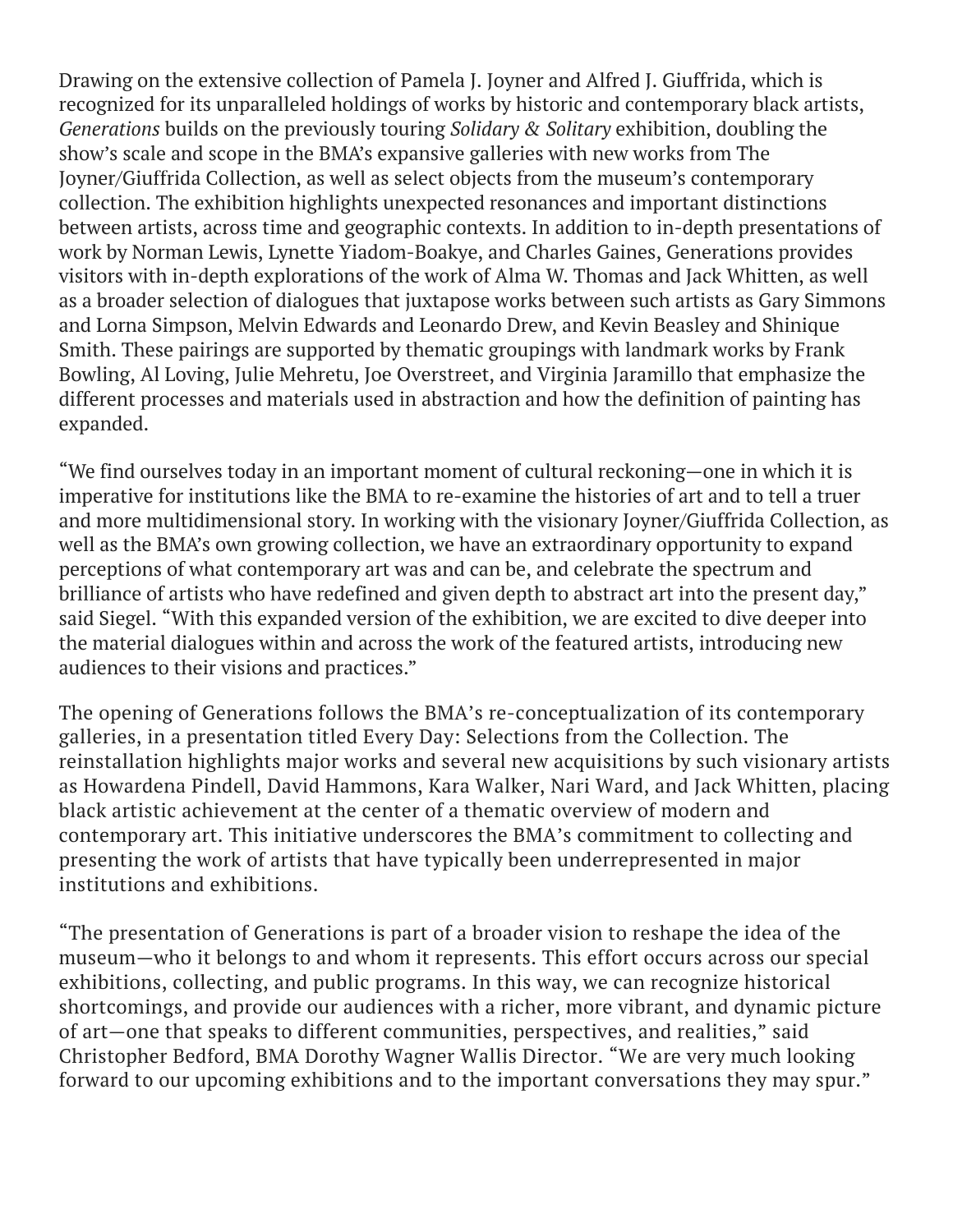Drawing on the extensive collection of Pamela J. Joyner and Alfred J. Giuffrida, which is recognized for its unparalleled holdings of works by historic and contemporary black artists, *Generations* builds on the previously touring *Solidary & Solitary* exhibition, doubling the show's scale and scope in the BMA's expansive galleries with new works from The Joyner/Giuffrida Collection, as well as select objects from the museum's contemporary collection. The exhibition highlights unexpected resonances and important distinctions between artists, across time and geographic contexts. In addition to in-depth presentations of work by Norman Lewis, Lynette Yiadom-Boakye, and Charles Gaines, Generations provides visitors with in-depth explorations of the work of Alma W. Thomas and Jack Whitten, as well as a broader selection of dialogues that juxtapose works between such artists as Gary Simmons and Lorna Simpson, Melvin Edwards and Leonardo Drew, and Kevin Beasley and Shinique Smith. These pairings are supported by thematic groupings with landmark works by Frank Bowling, Al Loving, Julie Mehretu, Joe Overstreet, and Virginia Jaramillo that emphasize the different processes and materials used in abstraction and how the definition of painting has expanded.

"We find ourselves today in an important moment of cultural reckoning—one in which it is imperative for institutions like the BMA to re-examine the histories of art and to tell a truer and more multidimensional story. In working with the visionary Joyner/Giuffrida Collection, as well as the BMA's own growing collection, we have an extraordinary opportunity to expand perceptions of what contemporary art was and can be, and celebrate the spectrum and brilliance of artists who have redefined and given depth to abstract art into the present day," said Siegel. "With this expanded version of the exhibition, we are excited to dive deeper into the material dialogues within and across the work of the featured artists, introducing new audiences to their visions and practices."

The opening of Generations follows the BMA's re-conceptualization of its contemporary galleries, in a presentation titled Every Day: Selections from the Collection. The reinstallation highlights major works and several new acquisitions by such visionary artists as Howardena Pindell, David Hammons, Kara Walker, Nari Ward, and Jack Whitten, placing black artistic achievement at the center of a thematic overview of modern and contemporary art. This initiative underscores the BMA's commitment to collecting and presenting the work of artists that have typically been underrepresented in major institutions and exhibitions.

"The presentation of Generations is part of a broader vision to reshape the idea of the museum—who it belongs to and whom it represents. This effort occurs across our special exhibitions, collecting, and public programs. In this way, we can recognize historical shortcomings, and provide our audiences with a richer, more vibrant, and dynamic picture of art—one that speaks to different communities, perspectives, and realities," said Christopher Bedford, BMA Dorothy Wagner Wallis Director. "We are very much looking forward to our upcoming exhibitions and to the important conversations they may spur."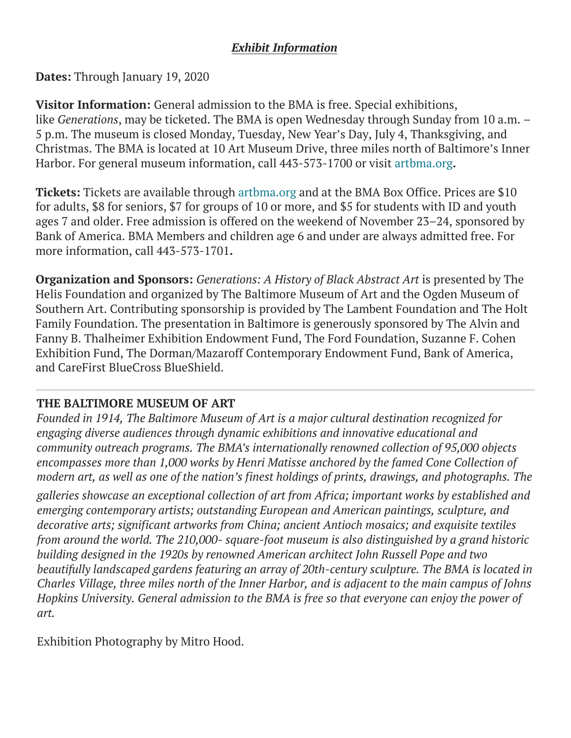***Exhibit Information***

**Dates:** Through January 19, 2020

**Visitor Information:** General admission to the BMA is free. Special exhibitions, like *Generations*, may be ticketed. The BMA is open Wednesday through Sunday from 10 a.m. – 5 p.m. The museum is closed Monday, Tuesday, New Year's Day, July 4, Thanksgiving, and Christmas. The BMA is located at 10 Art Museum Drive, three miles north of Baltimore's Inner Harbor. For general museum information, call 443-573-1700 or visit artbma.org.

**Tickets:** Tickets are available through artbma.org and at the BMA Box Office. Prices are $10 for adults, $8 for seniors, $7 for groups of 10 or more, and $5 for students with ID and youth ages 7 and older. Free admission is offered on the weekend of November 23–24, sponsored by Bank of America. BMA Members and children age 6 and under are always admitted free. For more information, call 443-573-1701.

**Organization and Sponsors:** *Generations: A History of Black Abstract Art* is presented by The Helis Foundation and organized by The Baltimore Museum of Art and the Ogden Museum of Southern Art. Contributing sponsorship is provided by The Lambent Foundation and The Holt Family Foundation. The presentation in Baltimore is generously sponsored by The Alvin and Fanny B. Thalheimer Exhibition Endowment Fund, The Ford Foundation, Suzanne F. Cohen Exhibition Fund, The Dorman/Mazaroff Contemporary Endowment Fund, Bank of America, and CareFirst BlueCross BlueShield.

---

**THE BALTIMORE MUSEUM OF ART**

*Founded in 1914, The Baltimore Museum of Art is a major cultural destination recognized for engaging diverse audiences through dynamic exhibitions and innovative educational and community outreach programs. The BMA's internationally renowned collection of 95,000 objects encompasses more than 1,000 works by Henri Matisse anchored by the famed Cone Collection of modern art, as well as one of the nation's finest holdings of prints, drawings, and photographs. The galleries showcase an exceptional collection of art from Africa; important works by established and emerging contemporary artists; outstanding European and American paintings, sculpture, and decorative arts; significant artworks from China; ancient Antioch mosaics; and exquisite textiles from around the world. The 210,000- square-foot museum is also distinguished by a grand historic building designed in the 1920s by renowned American architect John Russell Pope and two beautifully landscaped gardens featuring an array of 20th-century sculpture. The BMA is located in Charles Village, three miles north of the Inner Harbor, and is adjacent to the main campus of Johns Hopkins University. General admission to the BMA is free so that everyone can enjoy the power of art.*

Exhibition Photography by Mitro Hood.